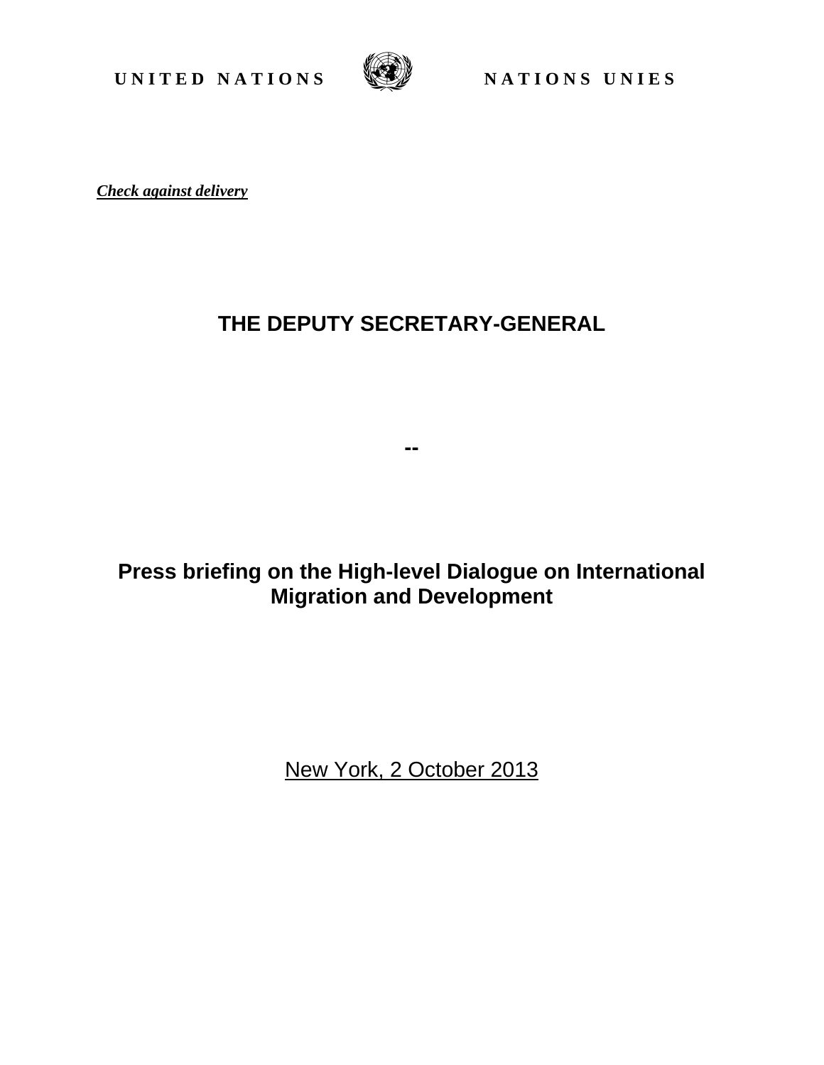**UNITED NATIONS** **NATIONS UNIES**

***Check against delivery***

# THE DEPUTY SECRETARY-GENERAL

**--**

## Press briefing on the High-level Dialogue on International Migration and Development

New York, 2 October 2013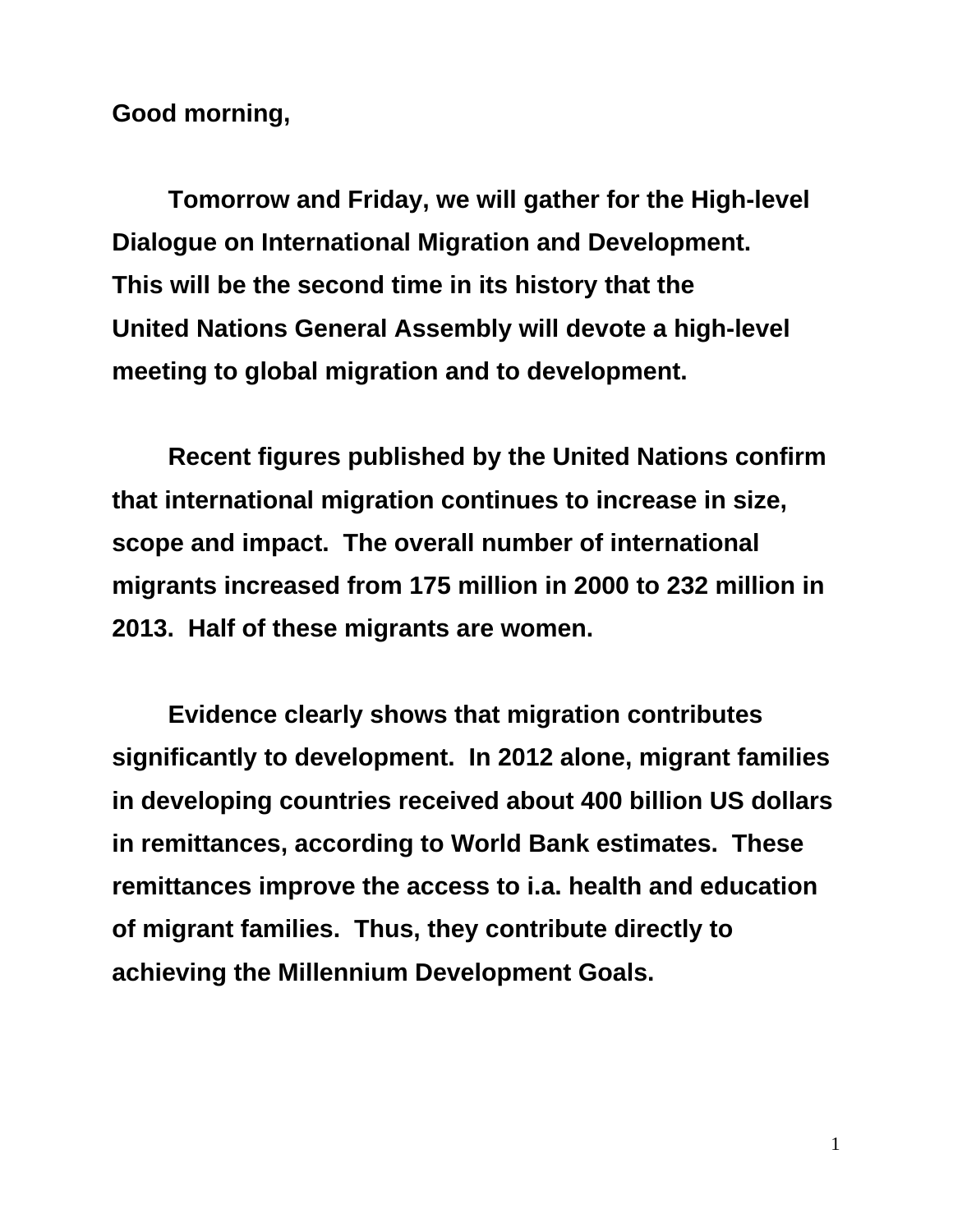**Good morning,**

**Tomorrow and Friday, we will gather for the High-level Dialogue on International Migration and Development. This will be the second time in its history that the United Nations General Assembly will devote a high-level meeting to global migration and to development.**

**Recent figures published by the United Nations confirm that international migration continues to increase in size, scope and impact. The overall number of international migrants increased from 175 million in 2000 to 232 million in 2013. Half of these migrants are women.**

**Evidence clearly shows that migration contributes significantly to development. In 2012 alone, migrant families in developing countries received about 400 billion US dollars in remittances, according to World Bank estimates. These remittances improve the access to i.a. health and education of migrant families. Thus, they contribute directly to achieving the Millennium Development Goals.**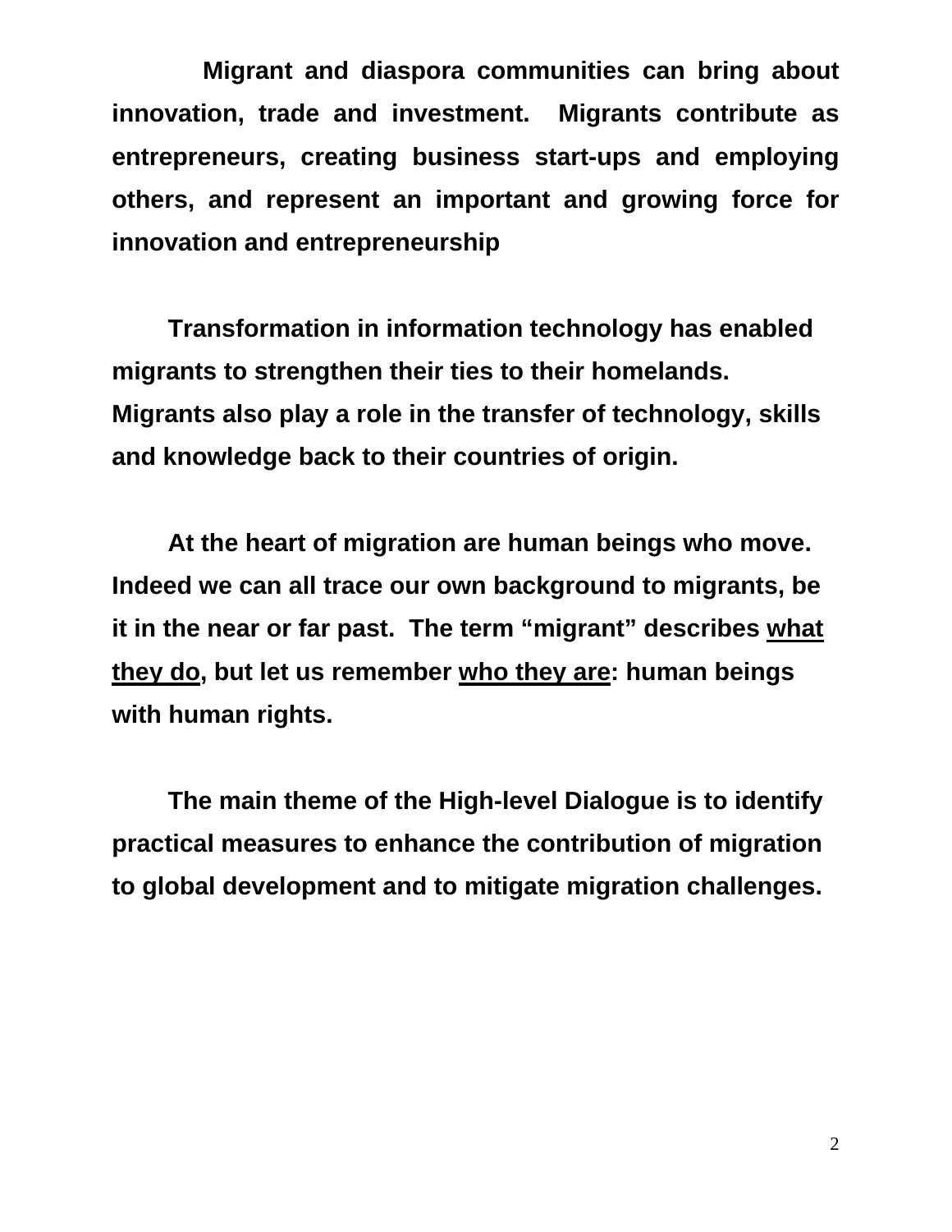**Migrant and diaspora communities can bring about innovation, trade and investment. Migrants contribute as entrepreneurs, creating business start-ups and employing others, and represent an important and growing force for innovation and entrepreneurship**

**Transformation in information technology has enabled migrants to strengthen their ties to their homelands. Migrants also play a role in the transfer of technology, skills and knowledge back to their countries of origin.**

**At the heart of migration are human beings who move. Indeed we can all trace our own background to migrants, be it in the near or far past. The term "migrant" describes <u>what they do</u>, but let us remember <u>who they are</u>: human beings with human rights.**

**The main theme of the High-level Dialogue is to identify practical measures to enhance the contribution of migration to global development and to mitigate migration challenges.**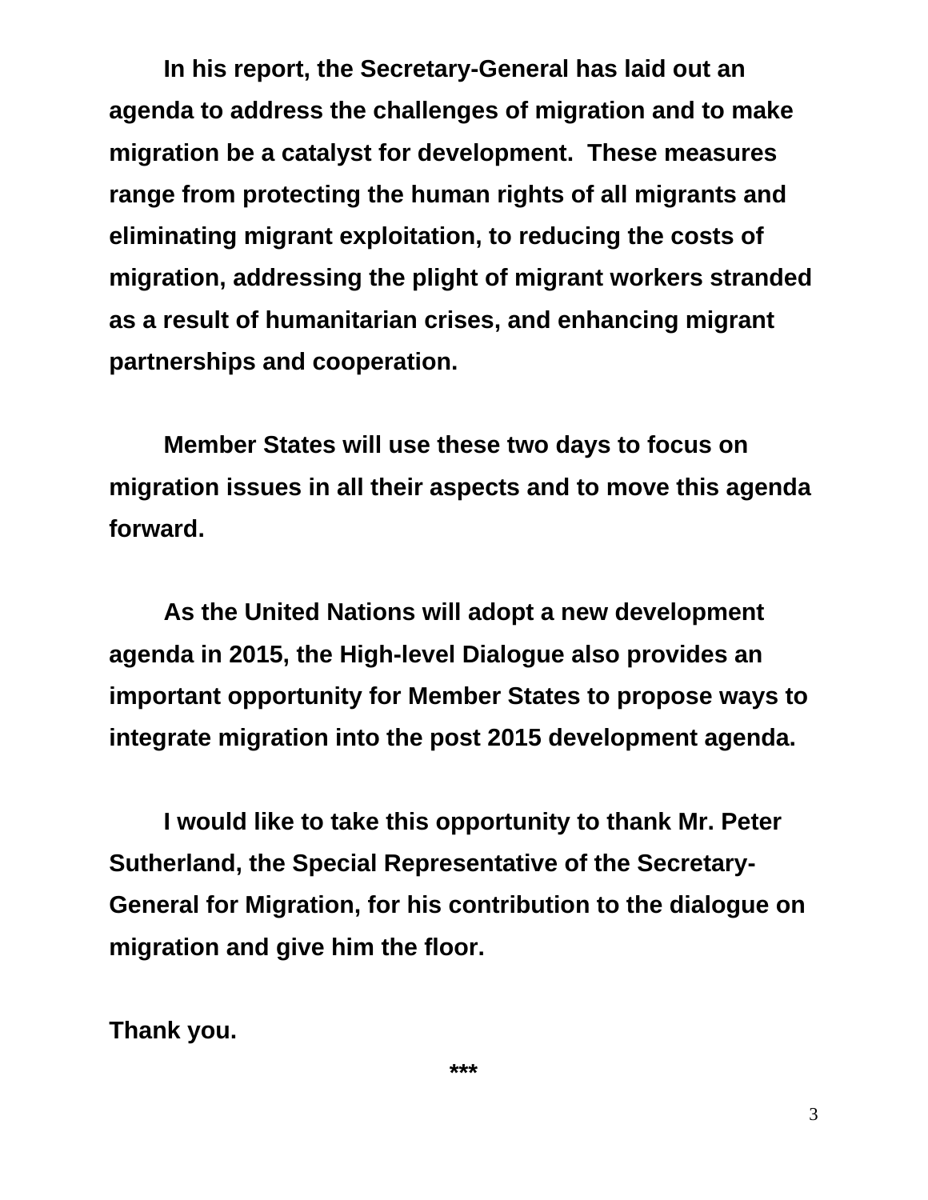**In his report, the Secretary-General has laid out an agenda to address the challenges of migration and to make migration be a catalyst for development. These measures range from protecting the human rights of all migrants and eliminating migrant exploitation, to reducing the costs of migration, addressing the plight of migrant workers stranded as a result of humanitarian crises, and enhancing migrant partnerships and cooperation.**

**Member States will use these two days to focus on migration issues in all their aspects and to move this agenda forward.**

**As the United Nations will adopt a new development agenda in 2015, the High-level Dialogue also provides an important opportunity for Member States to propose ways to integrate migration into the post 2015 development agenda.**

**I would like to take this opportunity to thank Mr. Peter Sutherland, the Special Representative of the Secretary-General for Migration, for his contribution to the dialogue on migration and give him the floor.**

**Thank you.**

***